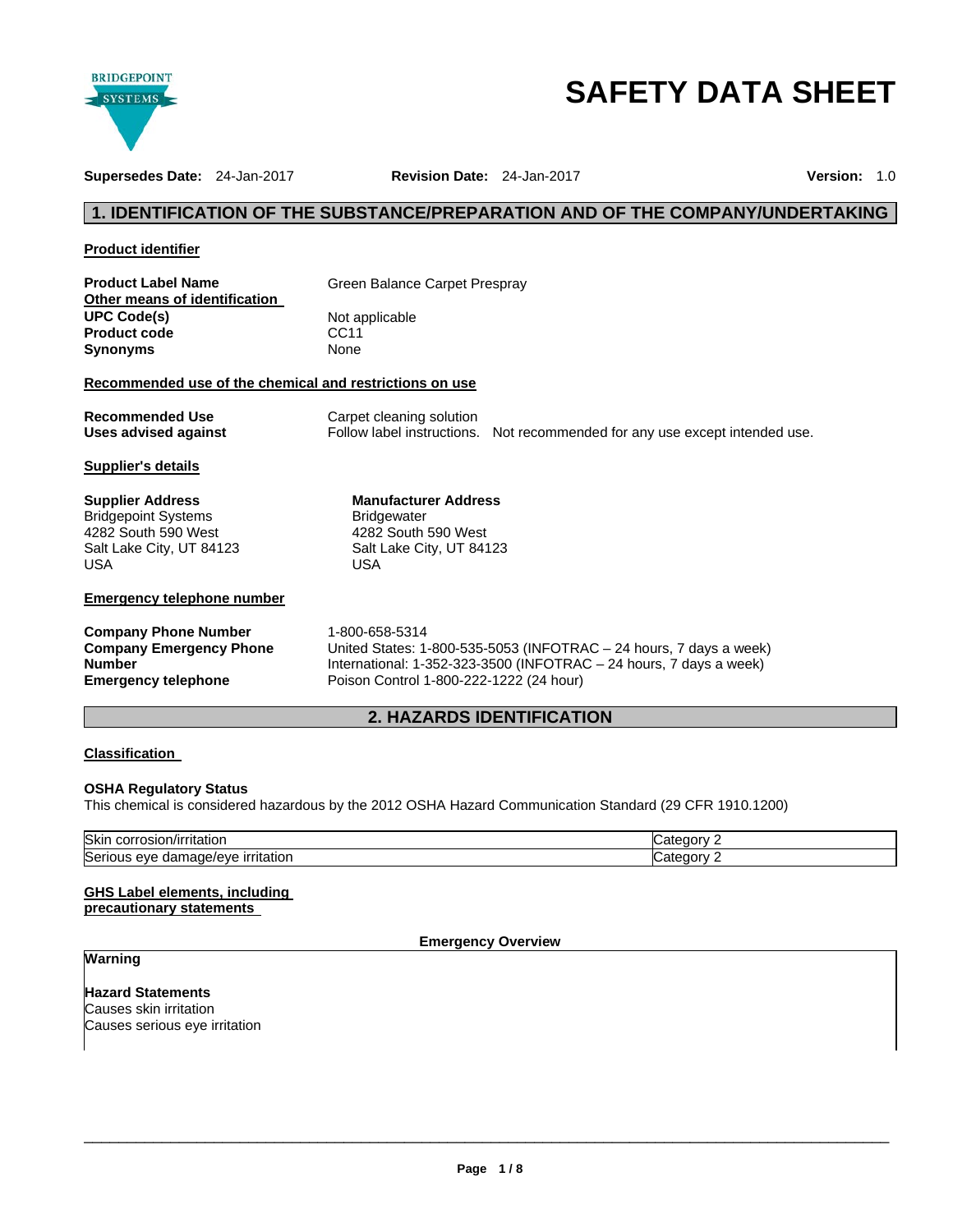# SAFETY DATA SHEET

**Supersedes Date:** 24-Jan-2017 **Revision Date:** 24-Jan-2017 **Version:** 1.0

## 1. IDENTIFICATION OF THE SUBSTANCE/PREPARATION AND OF THE COMPANY/UNDERTAKING

### Product identifier

**Product Label Name** Green Balance Carpet Prespray

**Other means of identification**

**UPC Code(s)** Not applicable
**Product code** CC11
**Synonyms** None

### Recommended use of the chemical and restrictions on use

**Recommended Use** Carpet cleaning solution
**Uses advised against** Follow label instructions. Not recommended for any use except intended use.

### Supplier's details

**Supplier Address**
Bridgepoint Systems
4282 South 590 West
Salt Lake City, UT 84123
USA

**Manufacturer Address**
Bridgewater
4282 South 590 West
Salt Lake City, UT 84123
USA

### Emergency telephone number

**Company Phone Number** 1-800-658-5314
**Company Emergency Phone Number** United States: 1-800-535-5053 (INFOTRAC – 24 hours, 7 days a week)
International: 1-352-323-3500 (INFOTRAC – 24 hours, 7 days a week)
**Emergency telephone** Poison Control 1-800-222-1222 (24 hour)

## 2. HAZARDS IDENTIFICATION

### Classification

**OSHA Regulatory Status**
This chemical is considered hazardous by the 2012 OSHA Hazard Communication Standard (29 CFR 1910.1200)

| Skin corrosion/irritation | Category 2 |
|---|---|
| Serious eye damage/eye irritation | Category 2 |

### GHS Label elements, including precautionary statements

**Emergency Overview**

**Warning**

**Hazard Statements**
Causes skin irritation
Causes serious eye irritation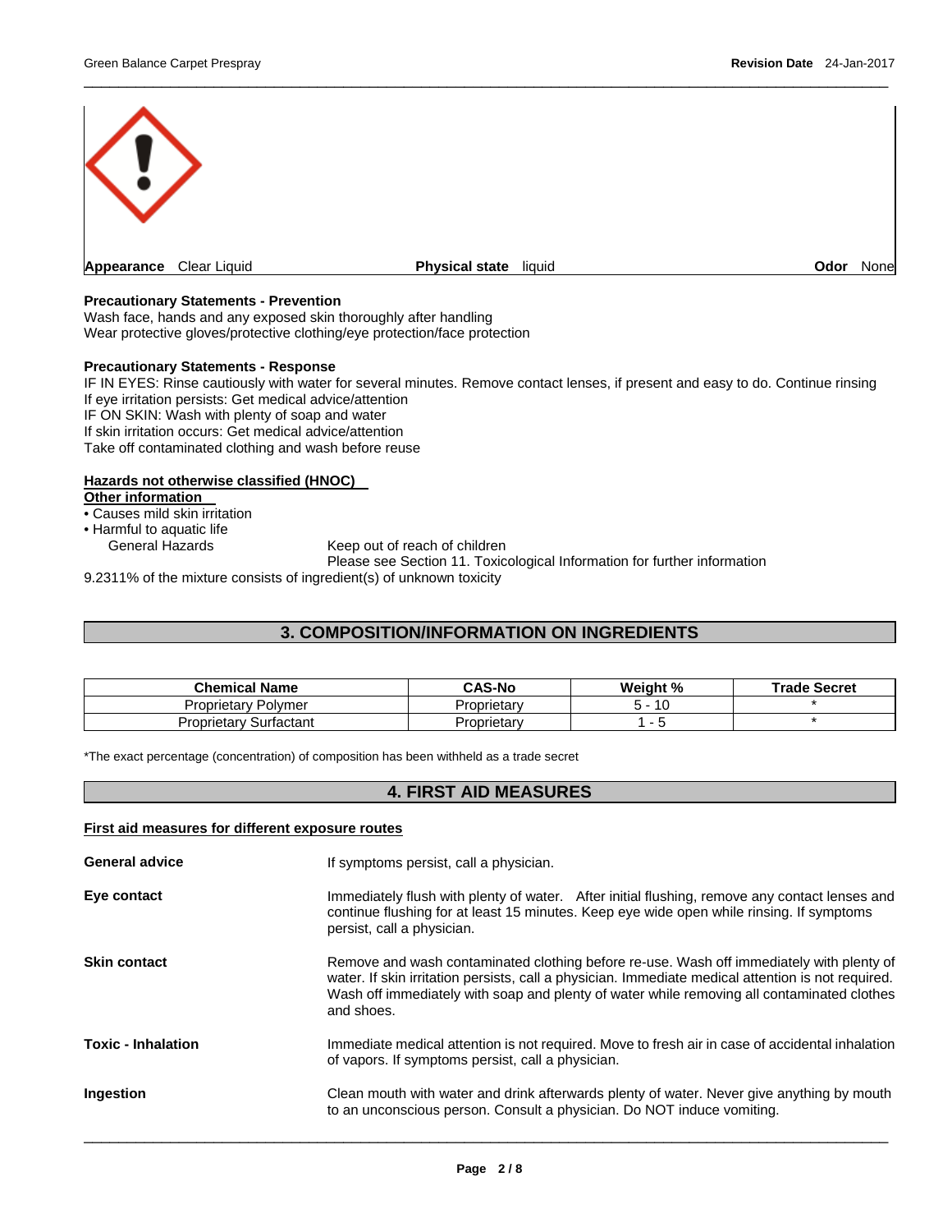**Appearance** Clear Liquid | **Physical state** liquid | **Odor** None

**Precautionary Statements - Prevention**
Wash face, hands and any exposed skin thoroughly after handling
Wear protective gloves/protective clothing/eye protection/face protection

**Precautionary Statements - Response**
IF IN EYES: Rinse cautiously with water for several minutes. Remove contact lenses, if present and easy to do. Continue rinsing
If eye irritation persists: Get medical advice/attention
IF ON SKIN: Wash with plenty of soap and water
If skin irritation occurs: Get medical advice/attention
Take off contaminated clothing and wash before reuse

**Hazards not otherwise classified (HNOC)**

**Other information**

- Causes mild skin irritation
- Harmful to aquatic life

General Hazards: Keep out of reach of children
Please see Section 11. Toxicological Information for further information

9.2311% of the mixture consists of ingredient(s) of unknown toxicity

## 3. COMPOSITION/INFORMATION ON INGREDIENTS

| Chemical Name | CAS-No | Weight % | Trade Secret |
|---|---|---|---|
| Proprietary Polymer | Proprietary | 5 - 10 | * |
| Proprietary Surfactant | Proprietary | 1 - 5 | * |

*The exact percentage (concentration) of composition has been withheld as a trade secret

## 4. FIRST AID MEASURES

**First aid measures for different exposure routes**

**General advice**: If symptoms persist, call a physician.

**Eye contact**: Immediately flush with plenty of water. After initial flushing, remove any contact lenses and continue flushing for at least 15 minutes. Keep eye wide open while rinsing. If symptoms persist, call a physician.

**Skin contact**: Remove and wash contaminated clothing before re-use. Wash off immediately with plenty of water. If skin irritation persists, call a physician. Immediate medical attention is not required. Wash off immediately with soap and plenty of water while removing all contaminated clothes and shoes.

**Toxic - Inhalation**: Immediate medical attention is not required. Move to fresh air in case of accidental inhalation of vapors. If symptoms persist, call a physician.

**Ingestion**: Clean mouth with water and drink afterwards plenty of water. Never give anything by mouth to an unconscious person. Consult a physician. Do NOT induce vomiting.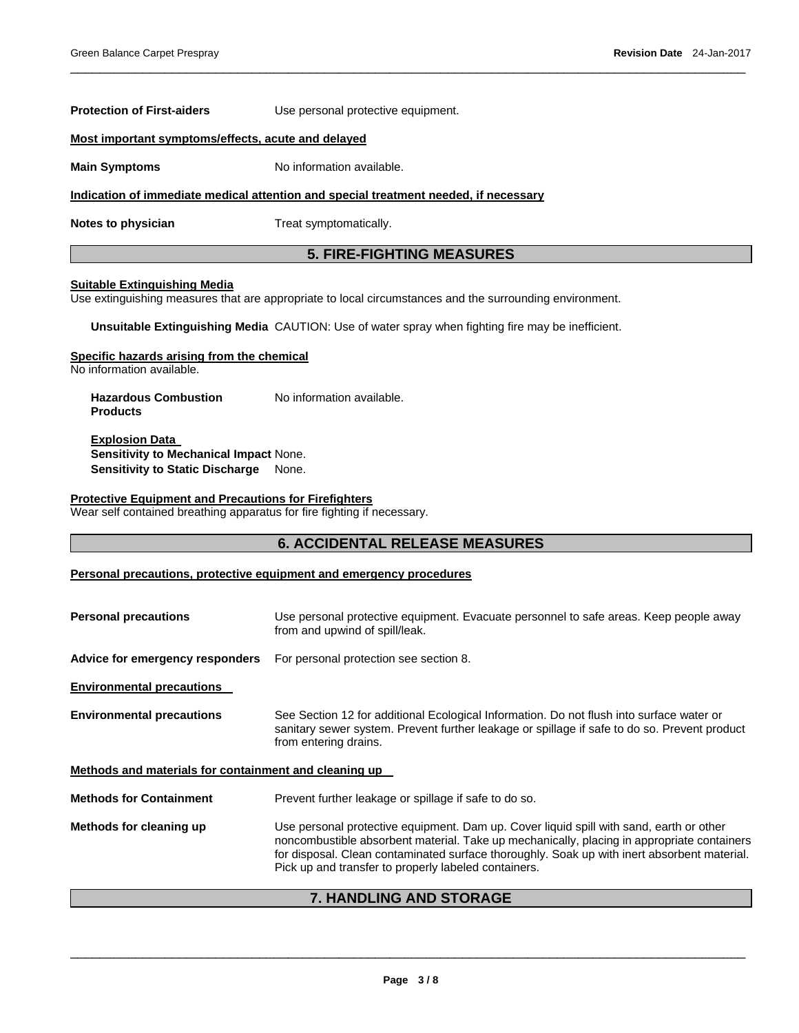**Protection of First-aiders** Use personal protective equipment.

**Most important symptoms/effects, acute and delayed**

**Main Symptoms** No information available.

**Indication of immediate medical attention and special treatment needed, if necessary**

**Notes to physician** Treat symptomatically.

## 5. FIRE-FIGHTING MEASURES

**Suitable Extinguishing Media**

Use extinguishing measures that are appropriate to local circumstances and the surrounding environment.

**Unsuitable Extinguishing Media** CAUTION: Use of water spray when fighting fire may be inefficient.

**Specific hazards arising from the chemical**

No information available.

**Hazardous Combustion Products** No information available.

**Explosion Data**

**Sensitivity to Mechanical Impact** None.

**Sensitivity to Static Discharge** None.

**Protective Equipment and Precautions for Firefighters**

Wear self contained breathing apparatus for fire fighting if necessary.

## 6. ACCIDENTAL RELEASE MEASURES

**Personal precautions, protective equipment and emergency procedures**

**Personal precautions** Use personal protective equipment. Evacuate personnel to safe areas. Keep people away from and upwind of spill/leak.

**Advice for emergency responders** For personal protection see section 8.

**Environmental precautions**

**Environmental precautions** See Section 12 for additional Ecological Information. Do not flush into surface water or sanitary sewer system. Prevent further leakage or spillage if safe to do so. Prevent product from entering drains.

**Methods and materials for containment and cleaning up**

**Methods for Containment** Prevent further leakage or spillage if safe to do so.

**Methods for cleaning up** Use personal protective equipment. Dam up. Cover liquid spill with sand, earth or other noncombustible absorbent material. Take up mechanically, placing in appropriate containers for disposal. Clean contaminated surface thoroughly. Soak up with inert absorbent material. Pick up and transfer to properly labeled containers.

## 7. HANDLING AND STORAGE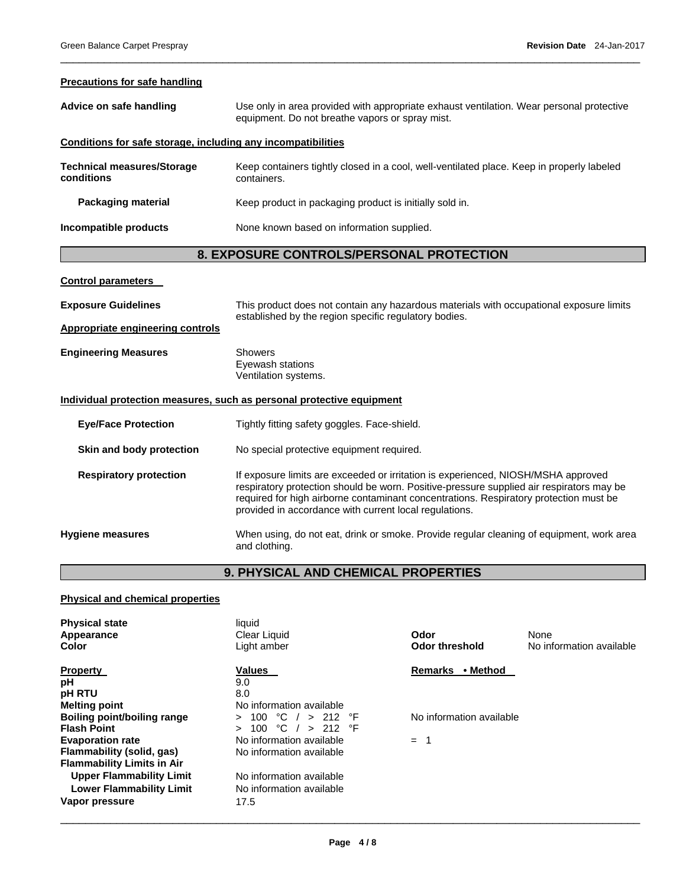**Precautions for safe handling**

**Advice on safe handling** Use only in area provided with appropriate exhaust ventilation. Wear personal protective equipment. Do not breathe vapors or spray mist.

**Conditions for safe storage, including any incompatibilities**

**Technical measures/Storage conditions** Keep containers tightly closed in a cool, well-ventilated place. Keep in properly labeled containers.

**Packaging material** Keep product in packaging product is initially sold in.

**Incompatible products** None known based on information supplied.

## 8. EXPOSURE CONTROLS/PERSONAL PROTECTION

**Control parameters**

**Exposure Guidelines** This product does not contain any hazardous materials with occupational exposure limits established by the region specific regulatory bodies.

**Appropriate engineering controls**

**Engineering Measures** Showers
Eyewash stations
Ventilation systems.

**Individual protection measures, such as personal protective equipment**

**Eye/Face Protection** Tightly fitting safety goggles. Face-shield.

**Skin and body protection** No special protective equipment required.

**Respiratory protection** If exposure limits are exceeded or irritation is experienced, NIOSH/MSHA approved respiratory protection should be worn. Positive-pressure supplied air respirators may be required for high airborne contaminant concentrations. Respiratory protection must be provided in accordance with current local regulations.

**Hygiene measures** When using, do not eat, drink or smoke. Provide regular cleaning of equipment, work area and clothing.

## 9. PHYSICAL AND CHEMICAL PROPERTIES

**Physical and chemical properties**

| | | | |
|---|---|---|---|
| **Physical state** | liquid | | |
| **Appearance** | Clear Liquid | **Odor** | None |
| **Color** | Light amber | **Odor threshold** | No information available |

| **Property** | **Values** | **Remarks • Method** |
|---|---|---|
| **pH** | 9.0 | |
| **pH RTU** | 8.0 | |
| **Melting point** | No information available | |
| **Boiling point/boiling range** | > 100 °C / > 212 °F | No information available |
| **Flash Point** | > 100 °C / > 212 °F | |
| **Evaporation rate** | No information available | = 1 |
| **Flammability (solid, gas)** | No information available | |
| **Flammability Limits in Air** | | |
| **Upper Flammability Limit** | No information available | |
| **Lower Flammability Limit** | No information available | |
| **Vapor pressure** | 17.5 | |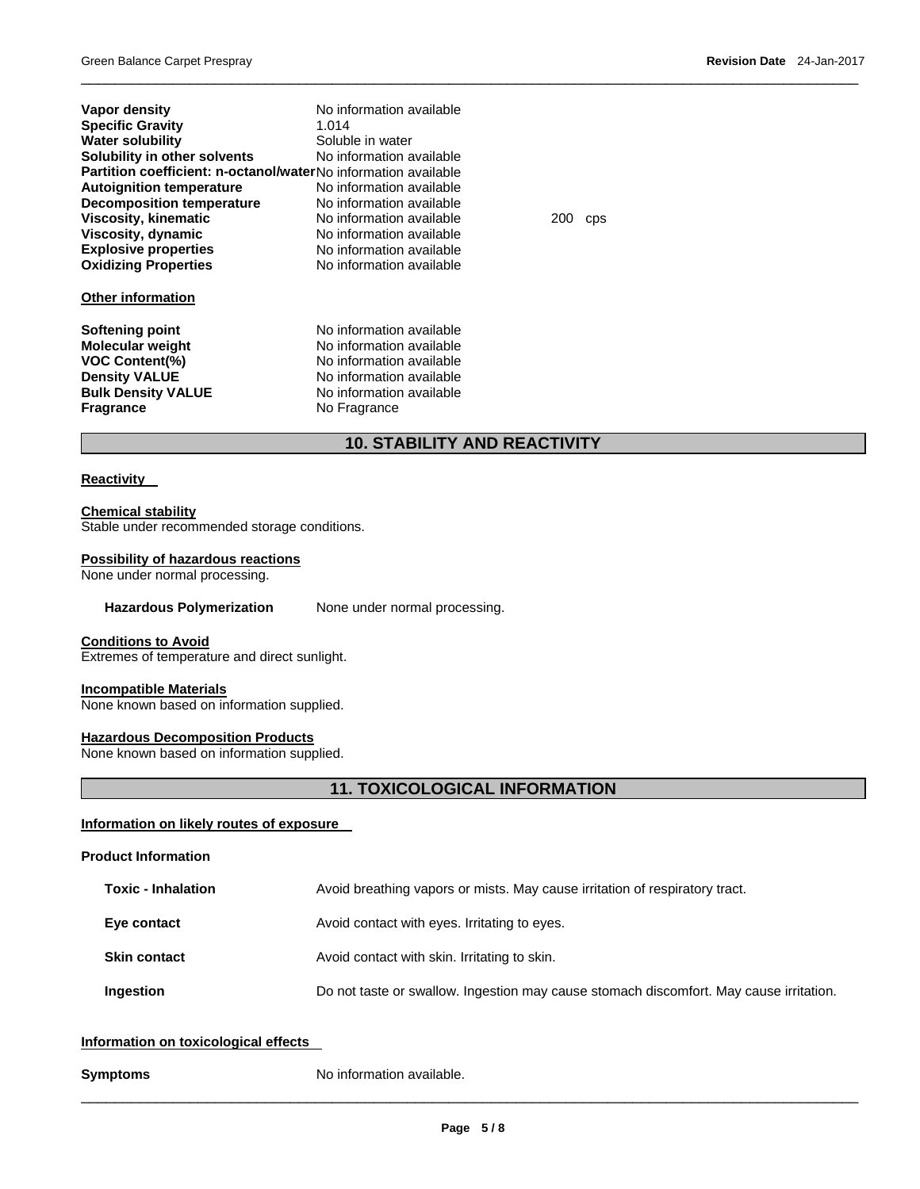| | | |
|---|---|---|
| **Vapor density** | No information available | |
| **Specific Gravity** | 1.014 | |
| **Water solubility** | Soluble in water | |
| **Solubility in other solvents** | No information available | |
| **Partition coefficient: n-octanol/water** | No information available | |
| **Autoignition temperature** | No information available | |
| **Decomposition temperature** | No information available | |
| **Viscosity, kinematic** | No information available | 200 cps |
| **Viscosity, dynamic** | No information available | |
| **Explosive properties** | No information available | |
| **Oxidizing Properties** | No information available | |

**Other information**

| | |
|---|---|
| **Softening point** | No information available |
| **Molecular weight** | No information available |
| **VOC Content(%)** | No information available |
| **Density VALUE** | No information available |
| **Bulk Density VALUE** | No information available |
| **Fragrance** | No Fragrance |

## 10. STABILITY AND REACTIVITY

**Reactivity**

**Chemical stability**
Stable under recommended storage conditions.

**Possibility of hazardous reactions**
None under normal processing.

**Hazardous Polymerization** None under normal processing.

**Conditions to Avoid**
Extremes of temperature and direct sunlight.

**Incompatible Materials**
None known based on information supplied.

**Hazardous Decomposition Products**
None known based on information supplied.

## 11. TOXICOLOGICAL INFORMATION

**Information on likely routes of exposure**

**Product Information**

| | |
|---|---|
| **Toxic - Inhalation** | Avoid breathing vapors or mists. May cause irritation of respiratory tract. |
| **Eye contact** | Avoid contact with eyes. Irritating to eyes. |
| **Skin contact** | Avoid contact with skin. Irritating to skin. |
| **Ingestion** | Do not taste or swallow. Ingestion may cause stomach discomfort. May cause irritation. |

**Information on toxicological effects**

**Symptoms** No information available.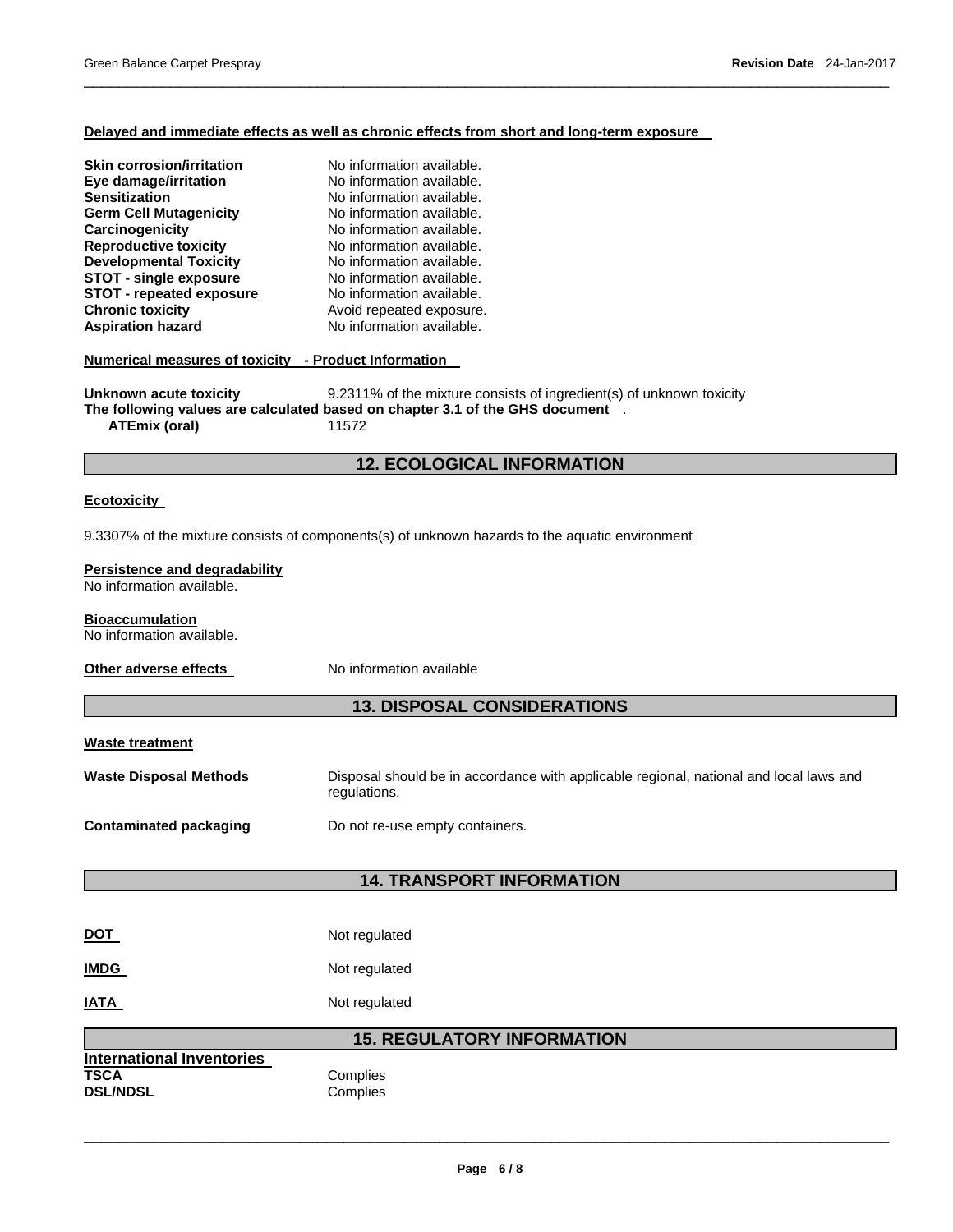**Delayed and immediate effects as well as chronic effects from short and long-term exposure**

| | |
|---|---|
| **Skin corrosion/irritation** | No information available. |
| **Eye damage/irritation** | No information available. |
| **Sensitization** | No information available. |
| **Germ Cell Mutagenicity** | No information available. |
| **Carcinogenicity** | No information available. |
| **Reproductive toxicity** | No information available. |
| **Developmental Toxicity** | No information available. |
| **STOT - single exposure** | No information available. |
| **STOT - repeated exposure** | No information available. |
| **Chronic toxicity** | Avoid repeated exposure. |
| **Aspiration hazard** | No information available. |

**Numerical measures of toxicity - Product Information**

**Unknown acute toxicity** 9.2311% of the mixture consists of ingredient(s) of unknown toxicity

**The following values are calculated based on chapter 3.1 of the GHS document** .

**ATEmix (oral)** 11572

## 12. ECOLOGICAL INFORMATION

**Ecotoxicity**

9.3307% of the mixture consists of components(s) of unknown hazards to the aquatic environment

**Persistence and degradability**

No information available.

**Bioaccumulation**

No information available.

**Other adverse effects** No information available

## 13. DISPOSAL CONSIDERATIONS

**Waste treatment**

**Waste Disposal Methods** Disposal should be in accordance with applicable regional, national and local laws and regulations.

**Contaminated packaging** Do not re-use empty containers.

## 14. TRANSPORT INFORMATION

| | |
|---|---|
| **DOT** | Not regulated |
| **IMDG** | Not regulated |
| **IATA** | Not regulated |

## 15. REGULATORY INFORMATION

**International Inventories**

| | |
|---|---|
| **TSCA** | Complies |
| **DSL/NDSL** | Complies |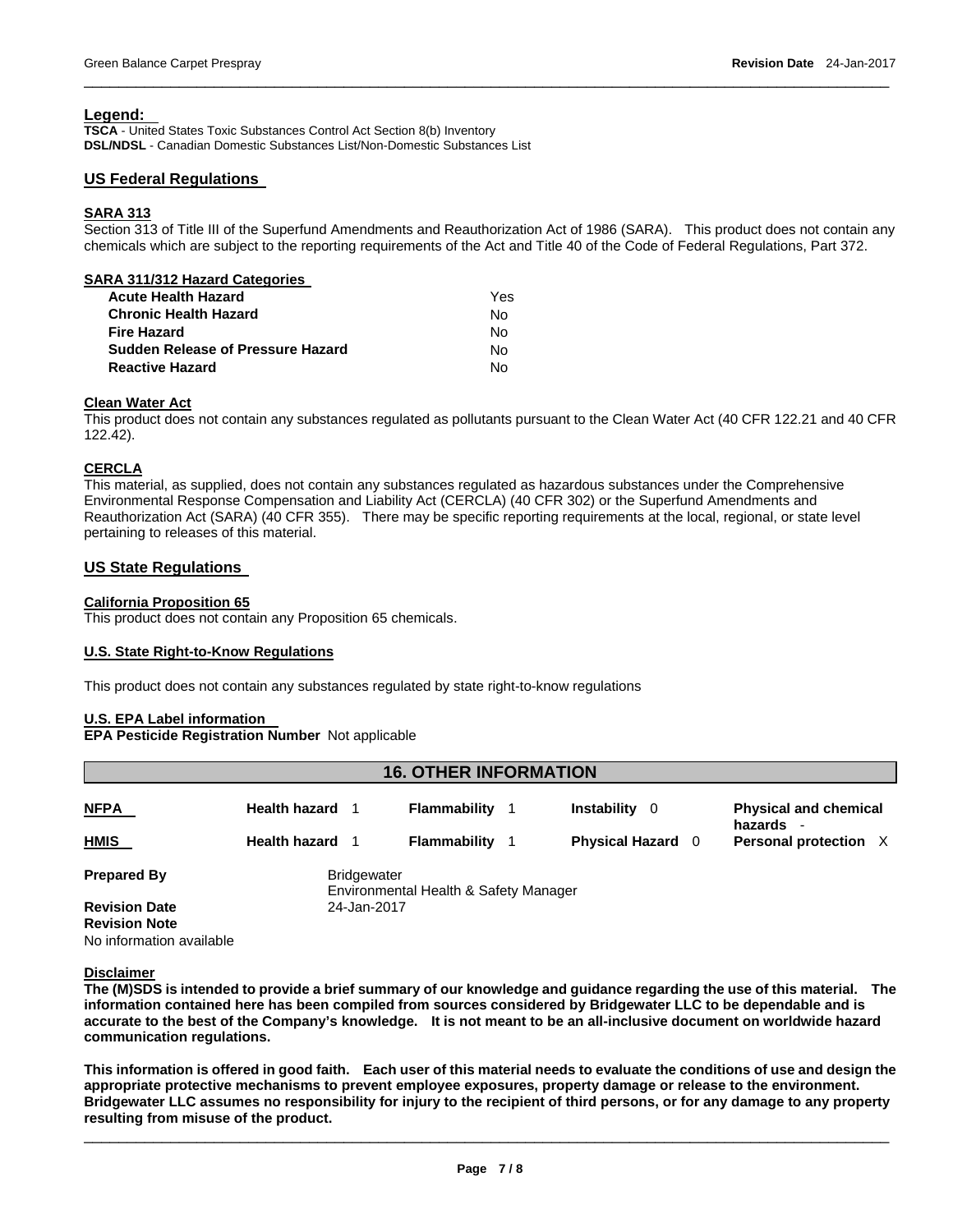**Legend:**

**TSCA** - United States Toxic Substances Control Act Section 8(b) Inventory
**DSL/NDSL** - Canadian Domestic Substances List/Non-Domestic Substances List

## US Federal Regulations

### SARA 313

Section 313 of Title III of the Superfund Amendments and Reauthorization Act of 1986 (SARA). This product does not contain any chemicals which are subject to the reporting requirements of the Act and Title 40 of the Code of Federal Regulations, Part 372.

### SARA 311/312 Hazard Categories

| | |
|---|---|
| **Acute Health Hazard** | Yes |
| **Chronic Health Hazard** | No |
| **Fire Hazard** | No |
| **Sudden Release of Pressure Hazard** | No |
| **Reactive Hazard** | No |

### Clean Water Act

This product does not contain any substances regulated as pollutants pursuant to the Clean Water Act (40 CFR 122.21 and 40 CFR 122.42).

### CERCLA

This material, as supplied, does not contain any substances regulated as hazardous substances under the Comprehensive Environmental Response Compensation and Liability Act (CERCLA) (40 CFR 302) or the Superfund Amendments and Reauthorization Act (SARA) (40 CFR 355). There may be specific reporting requirements at the local, regional, or state level pertaining to releases of this material.

## US State Regulations

### California Proposition 65

This product does not contain any Proposition 65 chemicals.

### U.S. State Right-to-Know Regulations

This product does not contain any substances regulated by state right-to-know regulations

### U.S. EPA Label information

**EPA Pesticide Registration Number** Not applicable

## 16. OTHER INFORMATION

| | | | | |
|---|---|---|---|---|
| **NFPA** | **Health hazard** 1 | **Flammability** 1 | **Instability** 0 | **Physical and chemical hazards** - |
| **HMIS** | **Health hazard** 1 | **Flammability** 1 | **Physical Hazard** 0 | **Personal protection** X |

**Prepared By** Bridgewater
Environmental Health & Safety Manager

**Revision Date** 24-Jan-2017

**Revision Note**
No information available

### Disclaimer

**The (M)SDS is intended to provide a brief summary of our knowledge and guidance regarding the use of this material. The information contained here has been compiled from sources considered by Bridgewater LLC to be dependable and is accurate to the best of the Company's knowledge. It is not meant to be an all-inclusive document on worldwide hazard communication regulations.**

**This information is offered in good faith. Each user of this material needs to evaluate the conditions of use and design the appropriate protective mechanisms to prevent employee exposures, property damage or release to the environment. Bridgewater LLC assumes no responsibility for injury to the recipient of third persons, or for any damage to any property resulting from misuse of the product.**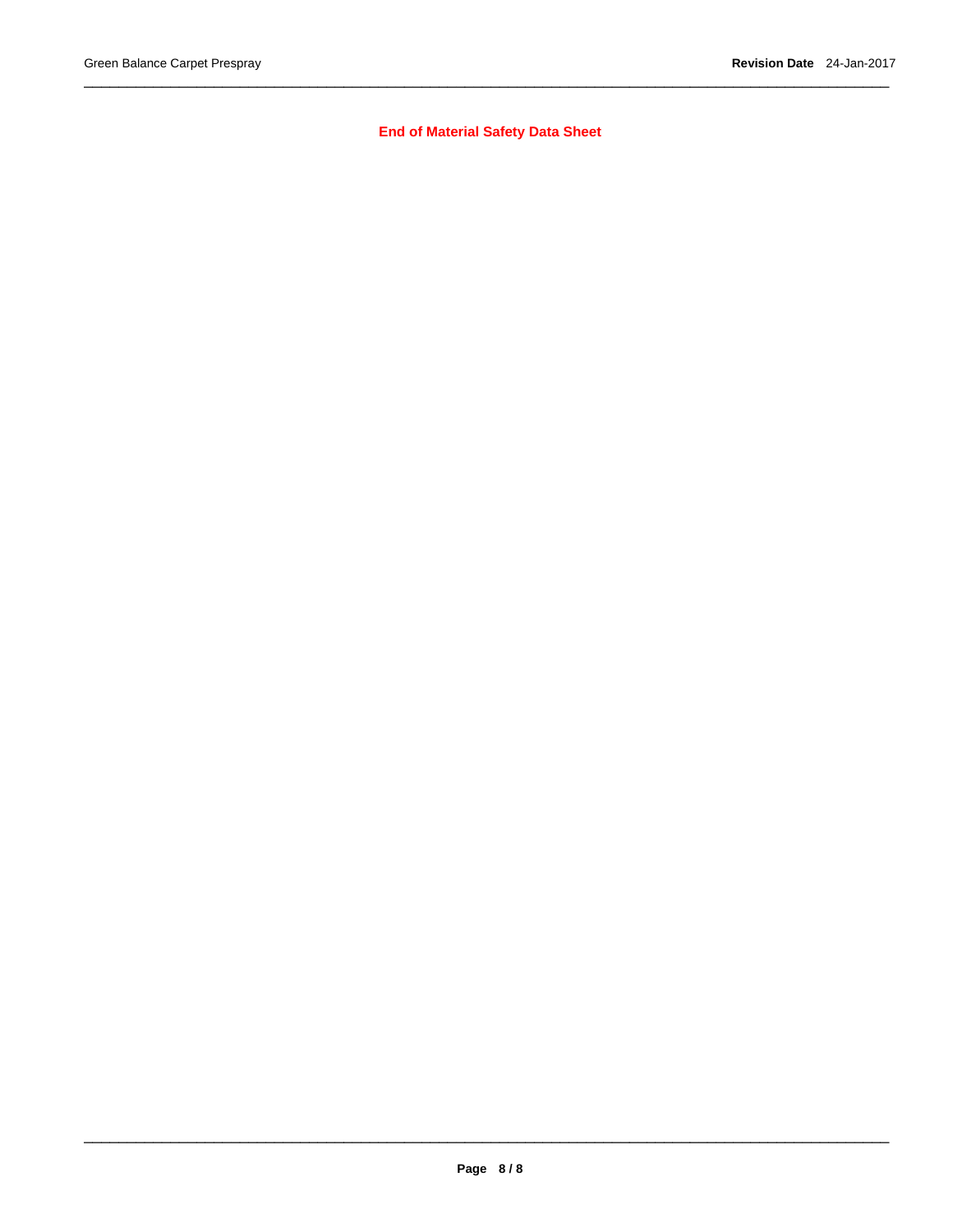**End of Material Safety Data Sheet**